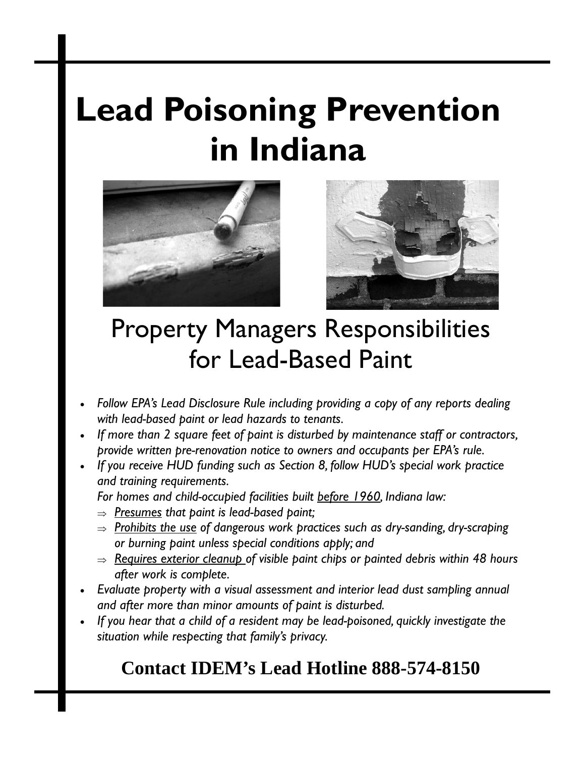# Lead Poisoning Prevention in Indiana

## Property Managers Responsibilities for Lead-Based Paint

- *Follow EPA's Lead Disclosure Rule including providing a copy of any reports dealing with lead-based paint or lead hazards to tenants.*
- *If more than 2 square feet of paint is disturbed by maintenance staff or contractors, provide written pre-renovation notice to owners and occupants per EPA's rule.*
- *If you receive HUD funding such as Section 8, follow HUD's special work practice and training requirements.*

  *For homes and child-occupied facilities built <u>before 1960</u>, Indiana law:*
  - ⇒ *<u>Presumes</u> that paint is lead-based paint;*
  - ⇒ *<u>Prohibits the use</u> of dangerous work practices such as dry-sanding, dry-scraping or burning paint unless special conditions apply; and*
  - ⇒ *<u>Requires exterior cleanup</u> of visible paint chips or painted debris within 48 hours after work is complete.*
- *Evaluate property with a visual assessment and interior lead dust sampling annual and after more than minor amounts of paint is disturbed.*
- *If you hear that a child of a resident may be lead-poisoned, quickly investigate the situation while respecting that family's privacy.*

**Contact IDEM's Lead Hotline 888-574-8150**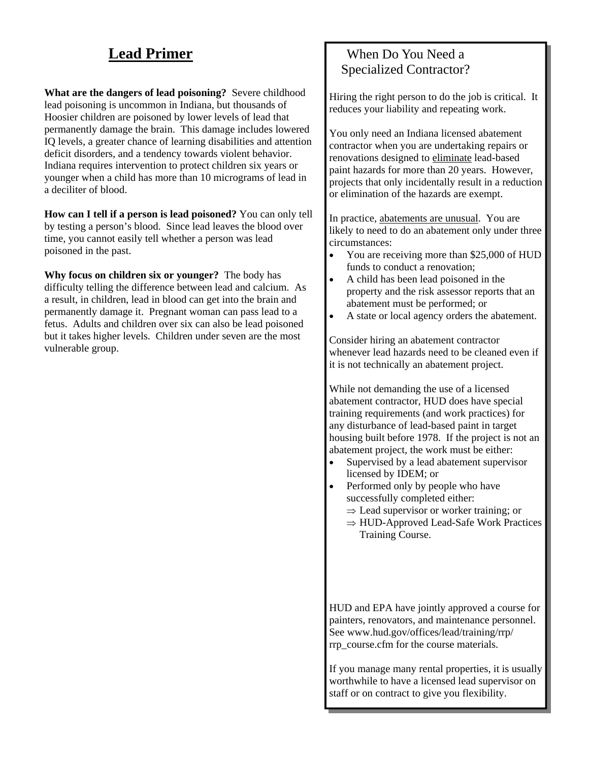# Lead Primer

**What are the dangers of lead poisoning?** Severe childhood lead poisoning is uncommon in Indiana, but thousands of Hoosier children are poisoned by lower levels of lead that permanently damage the brain. This damage includes lowered IQ levels, a greater chance of learning disabilities and attention deficit disorders, and a tendency towards violent behavior. Indiana requires intervention to protect children six years or younger when a child has more than 10 micrograms of lead in a deciliter of blood.

**How can I tell if a person is lead poisoned?** You can only tell by testing a person's blood. Since lead leaves the blood over time, you cannot easily tell whether a person was lead poisoned in the past.

**Why focus on children six or younger?** The body has difficulty telling the difference between lead and calcium. As a result, in children, lead in blood can get into the brain and permanently damage it. Pregnant woman can pass lead to a fetus. Adults and children over six can also be lead poisoned but it takes higher levels. Children under seven are the most vulnerable group.

## When Do You Need a Specialized Contractor?

Hiring the right person to do the job is critical. It reduces your liability and repeating work.

You only need an Indiana licensed abatement contractor when you are undertaking repairs or renovations designed to eliminate lead-based paint hazards for more than 20 years. However, projects that only incidentally result in a reduction or elimination of the hazards are exempt.

In practice, abatements are unusual. You are likely to need to do an abatement only under three circumstances:

- You are receiving more than $25,000 of HUD funds to conduct a renovation;
- A child has been lead poisoned in the property and the risk assessor reports that an abatement must be performed; or
- A state or local agency orders the abatement.

Consider hiring an abatement contractor whenever lead hazards need to be cleaned even if it is not technically an abatement project.

While not demanding the use of a licensed abatement contractor, HUD does have special training requirements (and work practices) for any disturbance of lead-based paint in target housing built before 1978. If the project is not an abatement project, the work must be either:

- Supervised by a lead abatement supervisor licensed by IDEM; or
- Performed only by people who have successfully completed either:
  - ⇒ Lead supervisor or worker training; or
  - ⇒ HUD-Approved Lead-Safe Work Practices Training Course.

HUD and EPA have jointly approved a course for painters, renovators, and maintenance personnel. See www.hud.gov/offices/lead/training/rrp/rrp_course.cfm for the course materials.

If you manage many rental properties, it is usually worthwhile to have a licensed lead supervisor on staff or on contract to give you flexibility.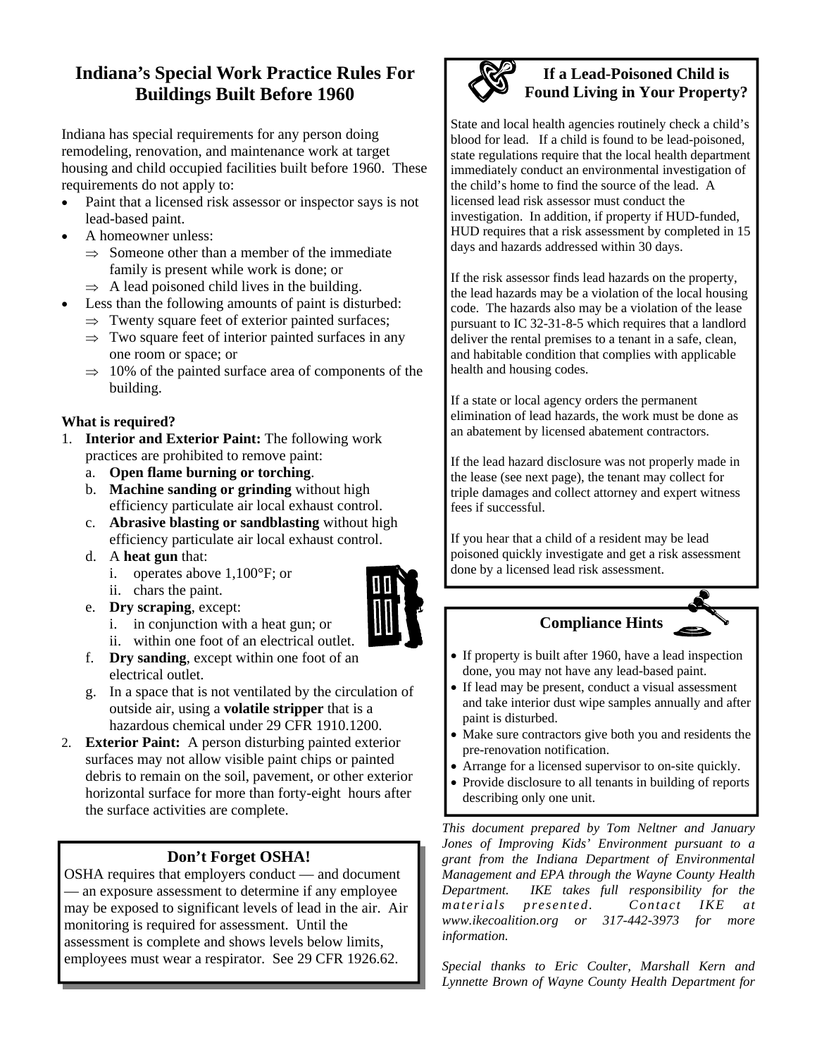# Indiana's Special Work Practice Rules For Buildings Built Before 1960

Indiana has special requirements for any person doing remodeling, renovation, and maintenance work at target housing and child occupied facilities built before 1960. These requirements do not apply to:

- Paint that a licensed risk assessor or inspector says is not lead-based paint.
- A homeowner unless:
  - ⇒ Someone other than a member of the immediate family is present while work is done; or
  - ⇒ A lead poisoned child lives in the building.
- Less than the following amounts of paint is disturbed:
  - ⇒ Twenty square feet of exterior painted surfaces;
  - ⇒ Two square feet of interior painted surfaces in any one room or space; or
  - ⇒ 10% of the painted surface area of components of the building.

**What is required?**

1. **Interior and Exterior Paint:** The following work practices are prohibited to remove paint:
   a. **Open flame burning or torching**.
   b. **Machine sanding or grinding** without high efficiency particulate air local exhaust control.
   c. **Abrasive blasting or sandblasting** without high efficiency particulate air local exhaust control.
   d. A **heat gun** that:
      i. operates above 1,100°F; or
      ii. chars the paint.
   e. **Dry scraping**, except:
      i. in conjunction with a heat gun; or
      ii. within one foot of an electrical outlet.
   f. **Dry sanding**, except within one foot of an electrical outlet.
   g. In a space that is not ventilated by the circulation of outside air, using a **volatile stripper** that is a hazardous chemical under 29 CFR 1910.1200.
2. **Exterior Paint:** A person disturbing painted exterior surfaces may not allow visible paint chips or painted debris to remain on the soil, pavement, or other exterior horizontal surface for more than forty-eight hours after the surface activities are complete.

## Don't Forget OSHA!

OSHA requires that employers conduct — and document — an exposure assessment to determine if any employee may be exposed to significant levels of lead in the air. Air monitoring is required for assessment. Until the assessment is complete and shows levels below limits, employees must wear a respirator. See 29 CFR 1926.62.

## If a Lead-Poisoned Child is Found Living in Your Property?

State and local health agencies routinely check a child's blood for lead. If a child is found to be lead-poisoned, state regulations require that the local health department immediately conduct an environmental investigation of the child's home to find the source of the lead. A licensed lead risk assessor must conduct the investigation. In addition, if property if HUD-funded, HUD requires that a risk assessment by completed in 15 days and hazards addressed within 30 days.

If the risk assessor finds lead hazards on the property, the lead hazards may be a violation of the local housing code. The hazards also may be a violation of the lease pursuant to IC 32-31-8-5 which requires that a landlord deliver the rental premises to a tenant in a safe, clean, and habitable condition that complies with applicable health and housing codes.

If a state or local agency orders the permanent elimination of lead hazards, the work must be done as an abatement by licensed abatement contractors.

If the lead hazard disclosure was not properly made in the lease (see next page), the tenant may collect for triple damages and collect attorney and expert witness fees if successful.

If you hear that a child of a resident may be lead poisoned quickly investigate and get a risk assessment done by a licensed lead risk assessment.

## Compliance Hints

- If property is built after 1960, have a lead inspection done, you may not have any lead-based paint.
- If lead may be present, conduct a visual assessment and take interior dust wipe samples annually and after paint is disturbed.
- Make sure contractors give both you and residents the pre-renovation notification.
- Arrange for a licensed supervisor to on-site quickly.
- Provide disclosure to all tenants in building of reports describing only one unit.

*This document prepared by Tom Neltner and January Jones of Improving Kids' Environment pursuant to a grant from the Indiana Department of Environmental Management and EPA through the Wayne County Health Department. IKE takes full responsibility for the materials presented. Contact IKE at www.ikecoalition.org or 317-442-3973 for more information.*

*Special thanks to Eric Coulter, Marshall Kern and Lynnette Brown of Wayne County Health Department for*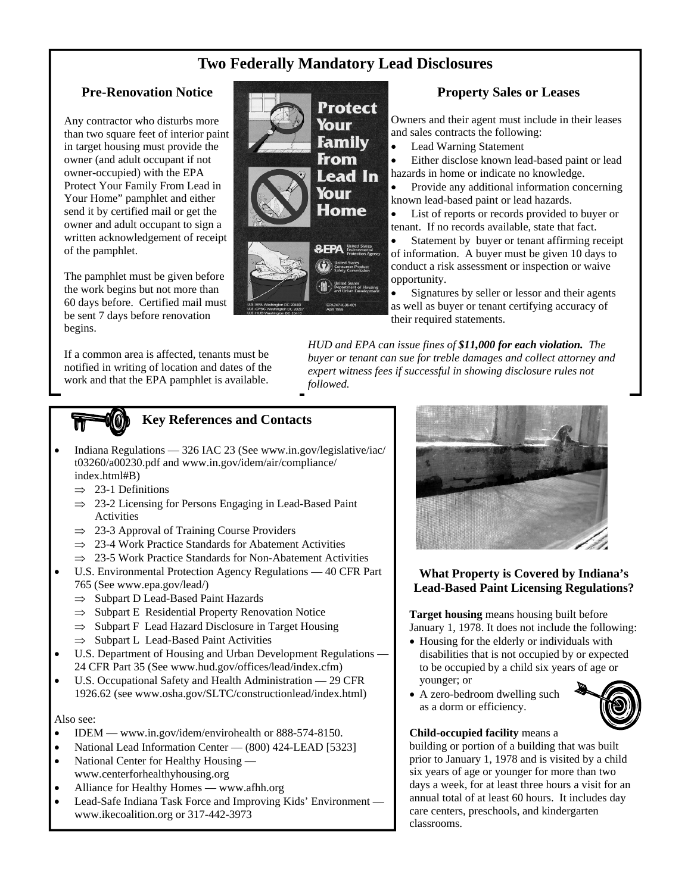# Two Federally Mandatory Lead Disclosures

## Pre-Renovation Notice

Any contractor who disturbs more than two square feet of interior paint in target housing must provide the owner (and adult occupant if not owner-occupied) with the EPA Protect Your Family From Lead in Your Home" pamphlet and either send it by certified mail or get the owner and adult occupant to sign a written acknowledgement of receipt of the pamphlet.

The pamphlet must be given before the work begins but not more than 60 days before. Certified mail must be sent 7 days before renovation begins.

If a common area is affected, tenants must be notified in writing of location and dates of the work and that the EPA pamphlet is available.

## Property Sales or Leases

Owners and their agent must include in their leases and sales contracts the following:

- Lead Warning Statement
- Either disclose known lead-based paint or lead hazards in home or indicate no knowledge.
- Provide any additional information concerning known lead-based paint or lead hazards.
- List of reports or records provided to buyer or tenant. If no records available, state that fact.
- Statement by buyer or tenant affirming receipt of information. A buyer must be given 10 days to conduct a risk assessment or inspection or waive opportunity.
- Signatures by seller or lessor and their agents as well as buyer or tenant certifying accuracy of their required statements.

*HUD and EPA can issue fines of **$11,000 for each violation.** The buyer or tenant can sue for treble damages and collect attorney and expert witness fees if successful in showing disclosure rules not followed.*

## Key References and Contacts

- Indiana Regulations — 326 IAC 23 (See www.in.gov/legislative/iac/t03260/a00230.pdf and www.in.gov/idem/air/compliance/index.html#B)
  - ⇒ 23-1 Definitions
  - ⇒ 23-2 Licensing for Persons Engaging in Lead-Based Paint Activities
  - ⇒ 23-3 Approval of Training Course Providers
  - ⇒ 23-4 Work Practice Standards for Abatement Activities
  - ⇒ 23-5 Work Practice Standards for Non-Abatement Activities
- U.S. Environmental Protection Agency Regulations — 40 CFR Part 765 (See www.epa.gov/lead/)
  - ⇒ Subpart D Lead-Based Paint Hazards
  - ⇒ Subpart E Residential Property Renovation Notice
  - ⇒ Subpart F Lead Hazard Disclosure in Target Housing
  - ⇒ Subpart L Lead-Based Paint Activities
- U.S. Department of Housing and Urban Development Regulations — 24 CFR Part 35 (See www.hud.gov/offices/lead/index.cfm)
- U.S. Occupational Safety and Health Administration — 29 CFR 1926.62 (see www.osha.gov/SLTC/constructionlead/index.html)

Also see:

- IDEM — www.in.gov/idem/envirohealth or 888-574-8150.
- National Lead Information Center — (800) 424-LEAD [5323]
- National Center for Healthy Housing — www.centerforhealthyhousing.org
- Alliance for Healthy Homes — www.afhh.org
- Lead-Safe Indiana Task Force and Improving Kids' Environment — www.ikecoalition.org or 317-442-3973

## What Property is Covered by Indiana's Lead-Based Paint Licensing Regulations?

**Target housing** means housing built before January 1, 1978. It does not include the following:

- Housing for the elderly or individuals with disabilities that is not occupied by or expected to be occupied by a child six years of age or younger; or
- A zero-bedroom dwelling such as a dorm or efficiency.

**Child-occupied facility** means a building or portion of a building that was built prior to January 1, 1978 and is visited by a child six years of age or younger for more than two days a week, for at least three hours a visit for an annual total of at least 60 hours. It includes day care centers, preschools, and kindergarten classrooms.